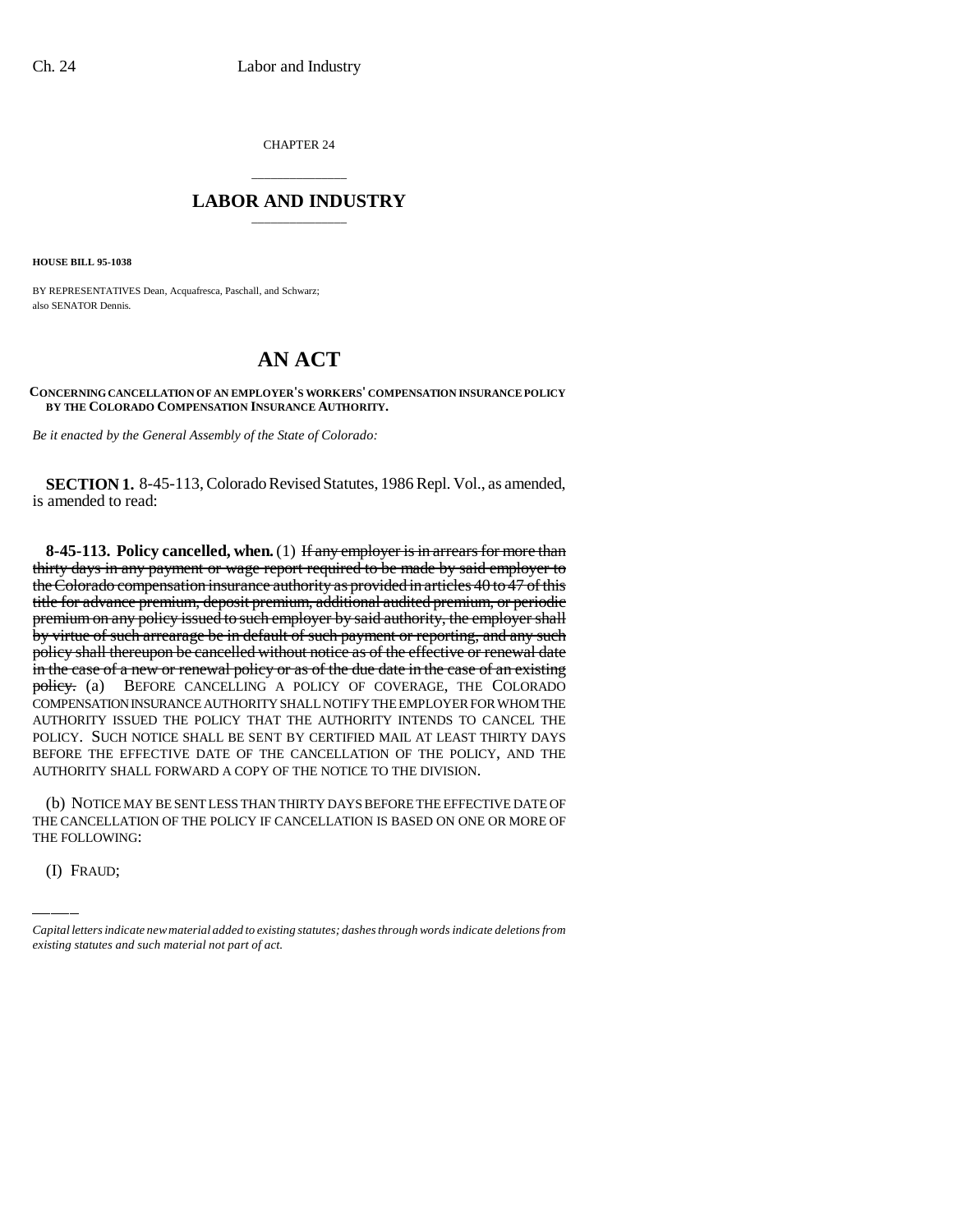CHAPTER 24

## LABOR AND INDUSTRY

**HOUSE BILL 95-1038**

BY REPRESENTATIVES Dean, Acquafresca, Paschall, and Schwarz; also SENATOR Dennis.

# AN ACT

**CONCERNING CANCELLATION OF AN EMPLOYER'S WORKERS' COMPENSATION INSURANCE POLICY BY THE COLORADO COMPENSATION INSURANCE AUTHORITY.**

*Be it enacted by the General Assembly of the State of Colorado:*

**SECTION 1.** 8-45-113, Colorado Revised Statutes, 1986 Repl. Vol., as amended, is amended to read:

**8-45-113. Policy cancelled, when.** (1) ~~If any employer is in arrears for more than thirty days in any payment or wage report required to be made by said employer to the Colorado compensation insurance authority as provided in articles 40 to 47 of this title for advance premium, deposit premium, additional audited premium, or periodic premium on any policy issued to such employer by said authority, the employer shall by virtue of such arrearage be in default of such payment or reporting, and any such policy shall thereupon be cancelled without notice as of the effective or renewal date in the case of a new or renewal policy or as of the due date in the case of an existing policy.~~ (a) BEFORE CANCELLING A POLICY OF COVERAGE, THE COLORADO COMPENSATION INSURANCE AUTHORITY SHALL NOTIFY THE EMPLOYER FOR WHOM THE AUTHORITY ISSUED THE POLICY THAT THE AUTHORITY INTENDS TO CANCEL THE POLICY. SUCH NOTICE SHALL BE SENT BY CERTIFIED MAIL AT LEAST THIRTY DAYS BEFORE THE EFFECTIVE DATE OF THE CANCELLATION OF THE POLICY, AND THE AUTHORITY SHALL FORWARD A COPY OF THE NOTICE TO THE DIVISION.

(b) NOTICE MAY BE SENT LESS THAN THIRTY DAYS BEFORE THE EFFECTIVE DATE OF THE CANCELLATION OF THE POLICY IF CANCELLATION IS BASED ON ONE OR MORE OF THE FOLLOWING:

(I) FRAUD;

*Capital letters indicate new material added to existing statutes; dashes through words indicate deletions from existing statutes and such material not part of act.*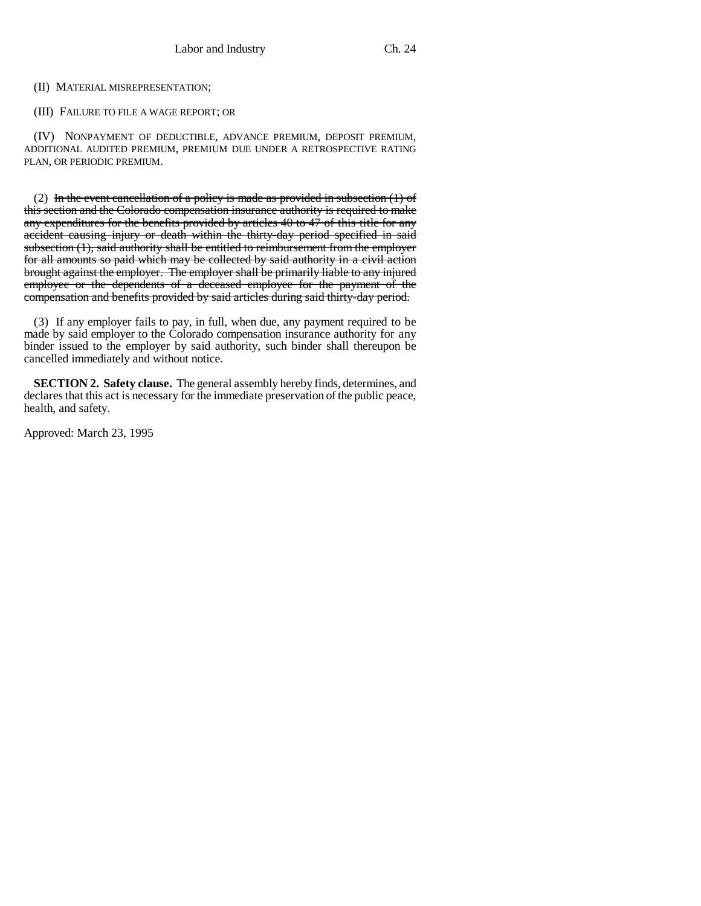(II) MATERIAL MISREPRESENTATION;

(III) FAILURE TO FILE A WAGE REPORT; OR

(IV) NONPAYMENT OF DEDUCTIBLE, ADVANCE PREMIUM, DEPOSIT PREMIUM, ADDITIONAL AUDITED PREMIUM, PREMIUM DUE UNDER A RETROSPECTIVE RATING PLAN, OR PERIODIC PREMIUM.

(2) ~~In the event cancellation of a policy is made as provided in subsection (1) of this section and the Colorado compensation insurance authority is required to make any expenditures for the benefits provided by articles 40 to 47 of this title for any accident causing injury or death within the thirty-day period specified in said subsection (1), said authority shall be entitled to reimbursement from the employer for all amounts so paid which may be collected by said authority in a civil action brought against the employer. The employer shall be primarily liable to any injured employee or the dependents of a deceased employee for the payment of the compensation and benefits provided by said articles during said thirty-day period.~~

(3) If any employer fails to pay, in full, when due, any payment required to be made by said employer to the Colorado compensation insurance authority for any binder issued to the employer by said authority, such binder shall thereupon be cancelled immediately and without notice.

**SECTION 2. Safety clause.** The general assembly hereby finds, determines, and declares that this act is necessary for the immediate preservation of the public peace, health, and safety.

Approved: March 23, 1995